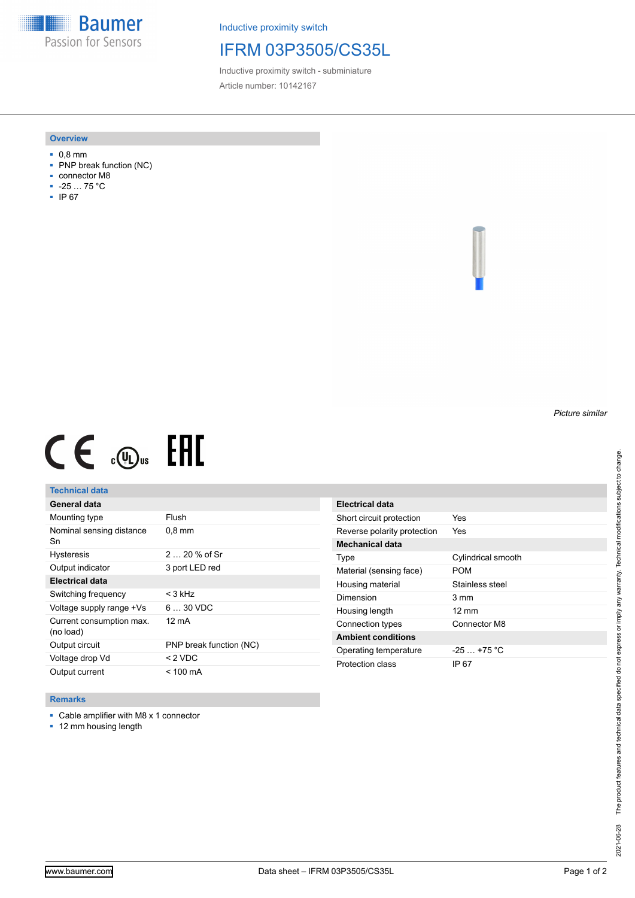Baumer
Passion for Sensors

Inductive proximity switch

# IFRM 03P3505/CS35L

Inductive proximity switch - subminiature

Article number: 10142167

## Overview

- 0,8 mm
- PNP break function (NC)
- connector M8
- -25 … 75 °C
- IP 67

*Picture similar*

## Technical data

| General data | |
|---|---|
| Mounting type | Flush |
| Nominal sensing distance Sn | 0,8 mm |
| Hysteresis | 2 … 20 % of Sr |
| Output indicator | 3 port LED red |

| Electrical data | |
|---|---|
| Switching frequency | < 3 kHz |
| Voltage supply range +Vs | 6 … 30 VDC |
| Current consumption max. (no load) | 12 mA |
| Output circuit | PNP break function (NC) |
| Voltage drop Vd | < 2 VDC |
| Output current | < 100 mA |
| Short circuit protection | Yes |
| Reverse polarity protection | Yes |

| Mechanical data | |
|---|---|
| Type | Cylindrical smooth |
| Material (sensing face) | POM |
| Housing material | Stainless steel |
| Dimension | 3 mm |
| Housing length | 12 mm |
| Connection types | Connector M8 |

| Ambient conditions | |
|---|---|
| Operating temperature | -25 … +75 °C |
| Protection class | IP 67 |

## Remarks

- Cable amplifier with M8 x 1 connector
- 12 mm housing length

2021-06-28 The product features and technical data specified do not express or imply any warranty. Technical modifications subject to change.

www.baumer.com Data sheet – IFRM 03P3505/CS35L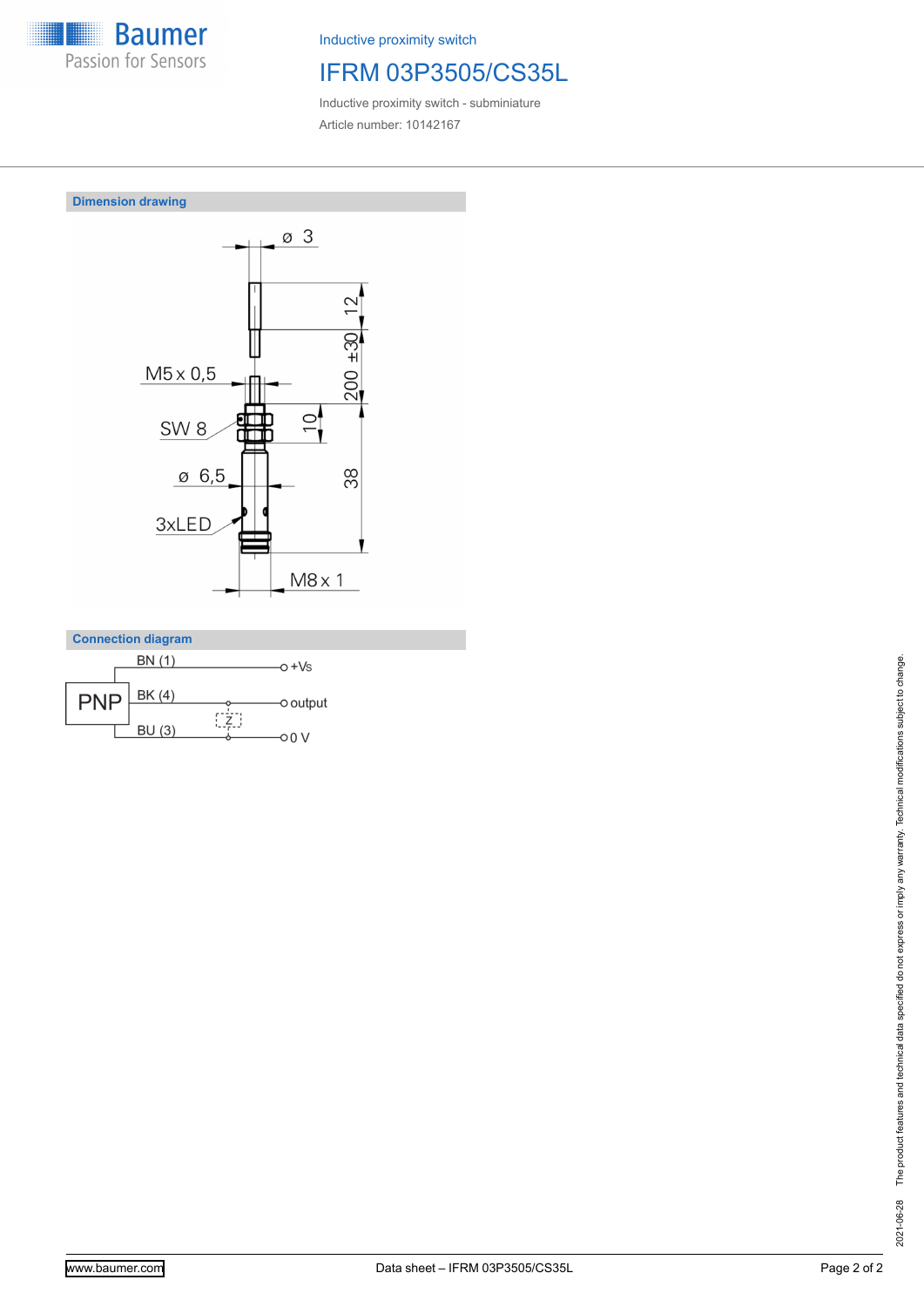Inductive proximity switch

# IFRM 03P3505/CS35L

Inductive proximity switch - subminiature

Article number: 10142167

## Dimension drawing

ø 3

12

200 ±30

M5 x 0,5

SW 8

10

ø 6,5

38

3xLED

M8 x 1

## Connection diagram

PNP

BN (1) +Vs

BK (4) output

Z

BU (3) 0 V

The product features and technical data specified do not express or imply any warranty. Technical modifications subject to change.

2021-06-28

www.baumer.com

Data sheet – IFRM 03P3505/CS35L